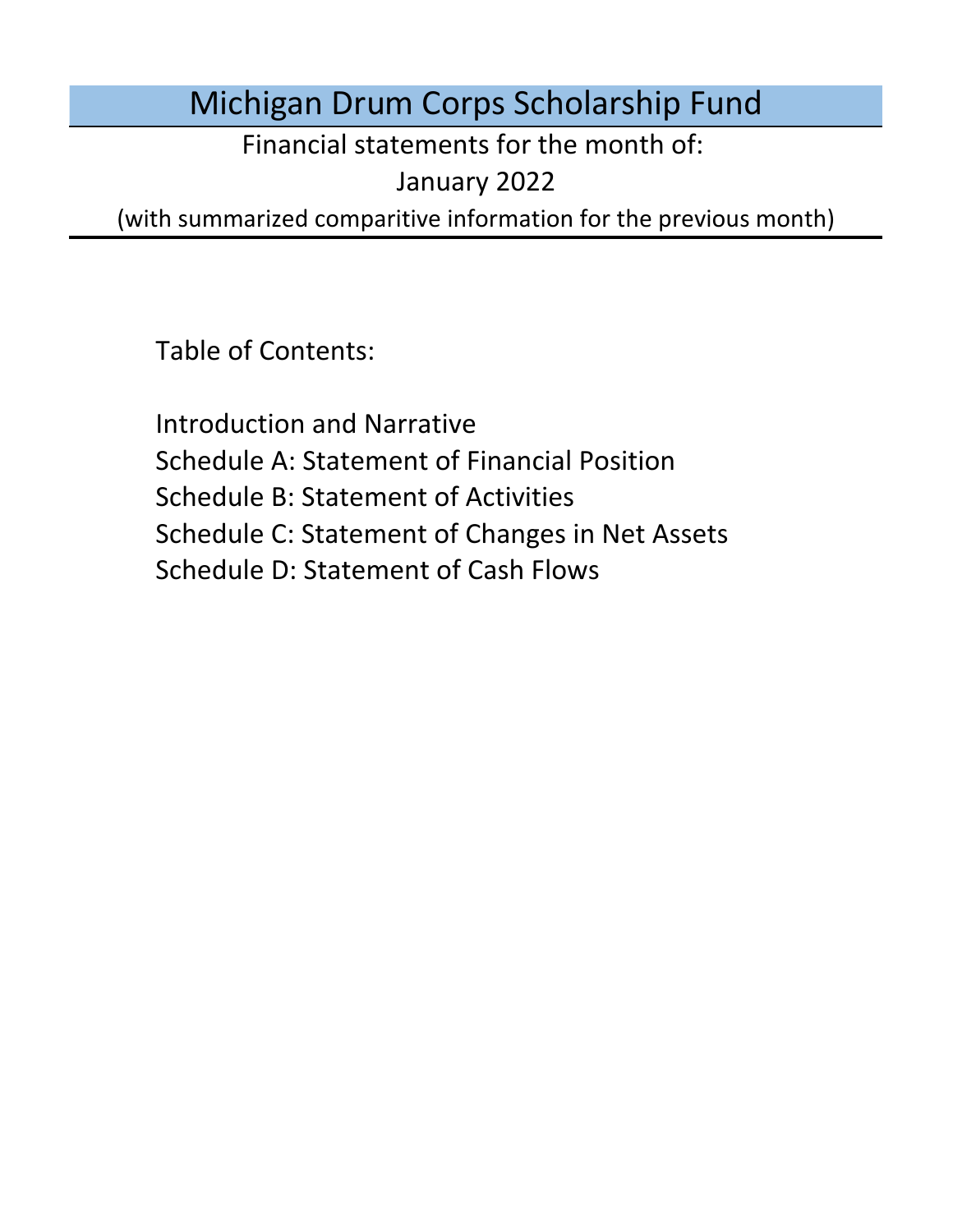# Michigan Drum Corps Scholarship Fund

Financial statements for the month of:

January 2022

(with summarized comparitive information for the previous month)

Table of Contents:

Introduction and Narrative

Schedule A: Statement of Financial Position

Schedule B: Statement of Activities

Schedule C: Statement of Changes in Net Assets

Schedule D: Statement of Cash Flows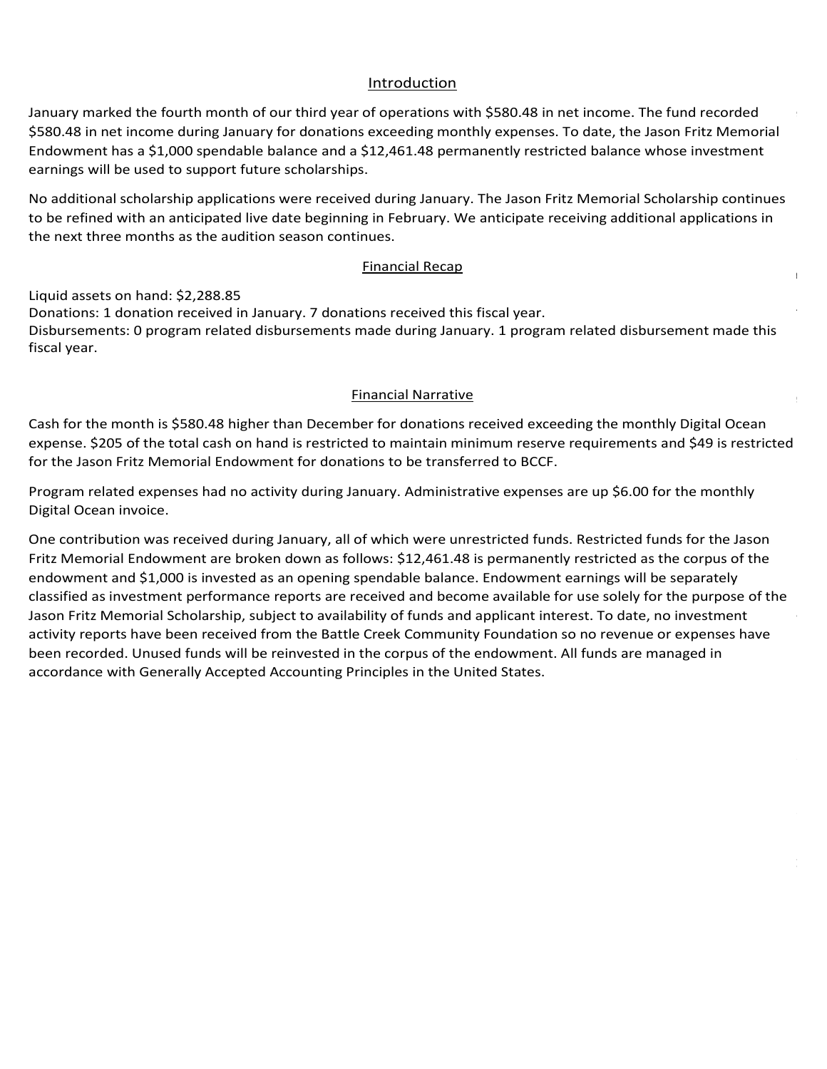## Introduction

January marked the fourth month of our third year of operations with $580.48 in net income. The fund recorded $580.48 in net income during January for donations exceeding monthly expenses. To date, the Jason Fritz Memorial Endowment has a $1,000 spendable balance and a $12,461.48 permanently restricted balance whose investment earnings will be used to support future scholarships.

No additional scholarship applications were received during January. The Jason Fritz Memorial Scholarship continues to be refined with an anticipated live date beginning in February. We anticipate receiving additional applications in the next three months as the audition season continues.

## Financial Recap

Liquid assets on hand: $2,288.85
Donations: 1 donation received in January. 7 donations received this fiscal year.
Disbursements: 0 program related disbursements made during January. 1 program related disbursement made this fiscal year.

## Financial Narrative

Cash for the month is $580.48 higher than December for donations received exceeding the monthly Digital Ocean expense. $205 of the total cash on hand is restricted to maintain minimum reserve requirements and $49 is restricted for the Jason Fritz Memorial Endowment for donations to be transferred to BCCF.

Program related expenses had no activity during January. Administrative expenses are up $6.00 for the monthly Digital Ocean invoice.

One contribution was received during January, all of which were unrestricted funds. Restricted funds for the Jason Fritz Memorial Endowment are broken down as follows: $12,461.48 is permanently restricted as the corpus of the endowment and $1,000 is invested as an opening spendable balance. Endowment earnings will be separately classified as investment performance reports are received and become available for use solely for the purpose of the Jason Fritz Memorial Scholarship, subject to availability of funds and applicant interest. To date, no investment activity reports have been received from the Battle Creek Community Foundation so no revenue or expenses have been recorded. Unused funds will be reinvested in the corpus of the endowment. All funds are managed in accordance with Generally Accepted Accounting Principles in the United States.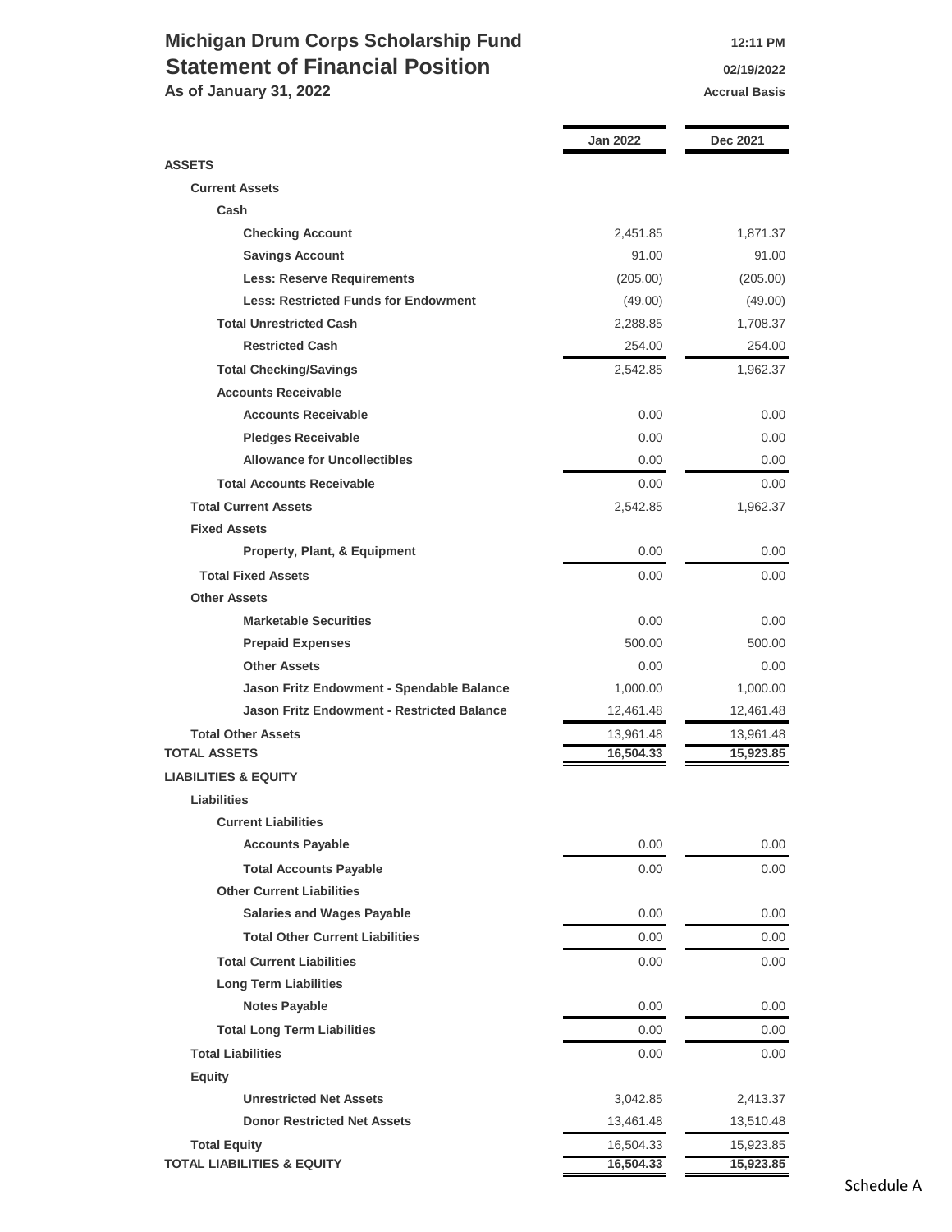# Michigan Drum Corps Scholarship Fund

## Statement of Financial Position

**As of January 31, 2022**

12:11 PM
02/19/2022
Accrual Basis

| | Jan 2022 | Dec 2021 |
|---|---|---|
| **ASSETS** | | |
| **Current Assets** | | |
| **Cash** | | |
| **Checking Account** | 2,451.85 | 1,871.37 |
| **Savings Account** | 91.00 | 91.00 |
| **Less: Reserve Requirements** | (205.00) | (205.00) |
| **Less: Restricted Funds for Endowment** | (49.00) | (49.00) |
| **Total Unrestricted Cash** | 2,288.85 | 1,708.37 |
| **Restricted Cash** | 254.00 | 254.00 |
| **Total Checking/Savings** | 2,542.85 | 1,962.37 |
| **Accounts Receivable** | | |
| **Accounts Receivable** | 0.00 | 0.00 |
| **Pledges Receivable** | 0.00 | 0.00 |
| **Allowance for Uncollectibles** | 0.00 | 0.00 |
| **Total Accounts Receivable** | 0.00 | 0.00 |
| **Total Current Assets** | 2,542.85 | 1,962.37 |
| **Fixed Assets** | | |
| **Property, Plant, & Equipment** | 0.00 | 0.00 |
| **Total Fixed Assets** | 0.00 | 0.00 |
| **Other Assets** | | |
| **Marketable Securities** | 0.00 | 0.00 |
| **Prepaid Expenses** | 500.00 | 500.00 |
| **Other Assets** | 0.00 | 0.00 |
| **Jason Fritz Endowment - Spendable Balance** | 1,000.00 | 1,000.00 |
| **Jason Fritz Endowment - Restricted Balance** | 12,461.48 | 12,461.48 |
| **Total Other Assets** | 13,961.48 | 13,961.48 |
| **TOTAL ASSETS** | **16,504.33** | **15,923.85** |
| **LIABILITIES & EQUITY** | | |
| **Liabilities** | | |
| **Current Liabilities** | | |
| **Accounts Payable** | 0.00 | 0.00 |
| **Total Accounts Payable** | 0.00 | 0.00 |
| **Other Current Liabilities** | | |
| **Salaries and Wages Payable** | 0.00 | 0.00 |
| **Total Other Current Liabilities** | 0.00 | 0.00 |
| **Total Current Liabilities** | 0.00 | 0.00 |
| **Long Term Liabilities** | | |
| **Notes Payable** | 0.00 | 0.00 |
| **Total Long Term Liabilities** | 0.00 | 0.00 |
| **Total Liabilities** | 0.00 | 0.00 |
| **Equity** | | |
| **Unrestricted Net Assets** | 3,042.85 | 2,413.37 |
| **Donor Restricted Net Assets** | 13,461.48 | 13,510.48 |
| **Total Equity** | 16,504.33 | 15,923.85 |
| **TOTAL LIABILITIES & EQUITY** | **16,504.33** | **15,923.85** |

Schedule A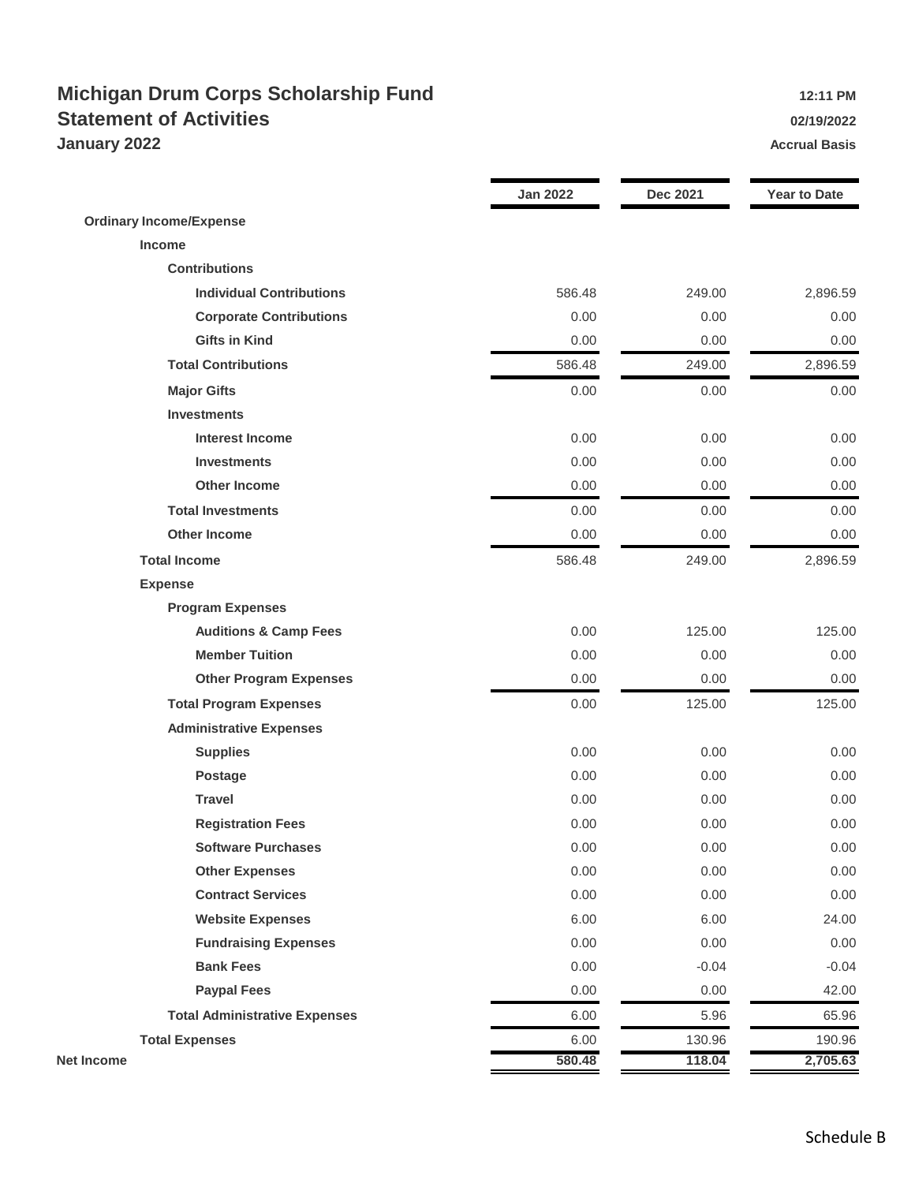# Michigan Drum Corps Scholarship Fund

## Statement of Activities

### January 2022

12:11 PM
02/19/2022
Accrual Basis

| | Jan 2022 | Dec 2021 | Year to Date |
|---|---|---|---|
| **Ordinary Income/Expense** | | | |
| **Income** | | | |
| **Contributions** | | | |
| **Individual Contributions** | 586.48 | 249.00 | 2,896.59 |
| **Corporate Contributions** | 0.00 | 0.00 | 0.00 |
| **Gifts in Kind** | 0.00 | 0.00 | 0.00 |
| **Total Contributions** | 586.48 | 249.00 | 2,896.59 |
| **Major Gifts** | 0.00 | 0.00 | 0.00 |
| **Investments** | | | |
| **Interest Income** | 0.00 | 0.00 | 0.00 |
| **Investments** | 0.00 | 0.00 | 0.00 |
| **Other Income** | 0.00 | 0.00 | 0.00 |
| **Total Investments** | 0.00 | 0.00 | 0.00 |
| **Other Income** | 0.00 | 0.00 | 0.00 |
| **Total Income** | 586.48 | 249.00 | 2,896.59 |
| **Expense** | | | |
| **Program Expenses** | | | |
| **Auditions & Camp Fees** | 0.00 | 125.00 | 125.00 |
| **Member Tuition** | 0.00 | 0.00 | 0.00 |
| **Other Program Expenses** | 0.00 | 0.00 | 0.00 |
| **Total Program Expenses** | 0.00 | 125.00 | 125.00 |
| **Administrative Expenses** | | | |
| **Supplies** | 0.00 | 0.00 | 0.00 |
| **Postage** | 0.00 | 0.00 | 0.00 |
| **Travel** | 0.00 | 0.00 | 0.00 |
| **Registration Fees** | 0.00 | 0.00 | 0.00 |
| **Software Purchases** | 0.00 | 0.00 | 0.00 |
| **Other Expenses** | 0.00 | 0.00 | 0.00 |
| **Contract Services** | 0.00 | 0.00 | 0.00 |
| **Website Expenses** | 6.00 | 6.00 | 24.00 |
| **Fundraising Expenses** | 0.00 | 0.00 | 0.00 |
| **Bank Fees** | 0.00 | -0.04 | -0.04 |
| **Paypal Fees** | 0.00 | 0.00 | 42.00 |
| **Total Administrative Expenses** | 6.00 | 5.96 | 65.96 |
| **Total Expenses** | 6.00 | 130.96 | 190.96 |
| **Net Income** | **580.48** | **118.04** | **2,705.63** |

Schedule B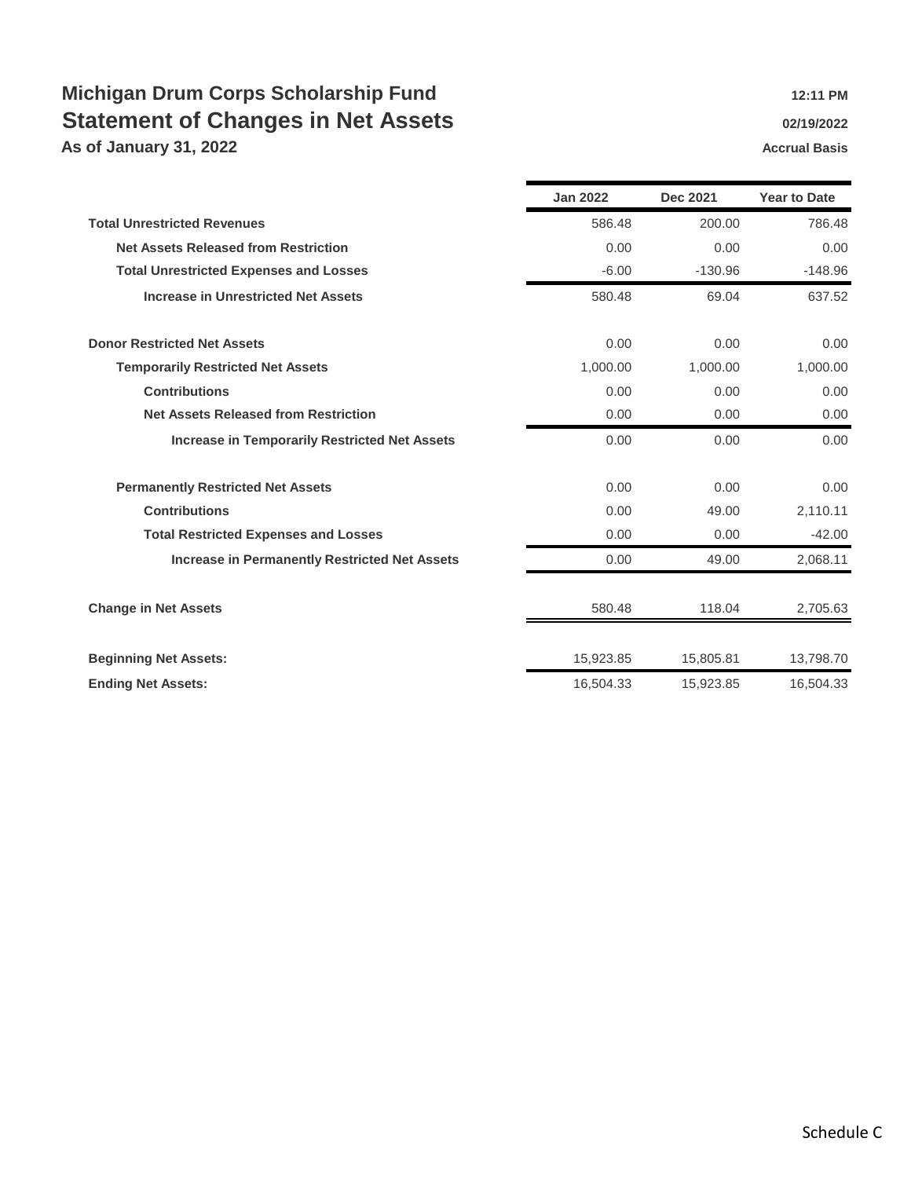# Michigan Drum Corps Scholarship Fund

## Statement of Changes in Net Assets

**As of January 31, 2022**

12:11 PM
02/19/2022
Accrual Basis

| | Jan 2022 | Dec 2021 | Year to Date |
|---|---|---|---|
| **Total Unrestricted Revenues** | 586.48 | 200.00 | 786.48 |
| **Net Assets Released from Restriction** | 0.00 | 0.00 | 0.00 |
| **Total Unrestricted Expenses and Losses** | -6.00 | -130.96 | -148.96 |
| **Increase in Unrestricted Net Assets** | 580.48 | 69.04 | 637.52 |
| | | | |
| **Donor Restricted Net Assets** | 0.00 | 0.00 | 0.00 |
| **Temporarily Restricted Net Assets** | 1,000.00 | 1,000.00 | 1,000.00 |
| **Contributions** | 0.00 | 0.00 | 0.00 |
| **Net Assets Released from Restriction** | 0.00 | 0.00 | 0.00 |
| **Increase in Temporarily Restricted Net Assets** | 0.00 | 0.00 | 0.00 |
| | | | |
| **Permanently Restricted Net Assets** | 0.00 | 0.00 | 0.00 |
| **Contributions** | 0.00 | 49.00 | 2,110.11 |
| **Total Restricted Expenses and Losses** | 0.00 | 0.00 | -42.00 |
| **Increase in Permanently Restricted Net Assets** | 0.00 | 49.00 | 2,068.11 |
| | | | |
| **Change in Net Assets** | 580.48 | 118.04 | 2,705.63 |
| | | | |
| **Beginning Net Assets:** | 15,923.85 | 15,805.81 | 13,798.70 |
| **Ending Net Assets:** | 16,504.33 | 15,923.85 | 16,504.33 |

Schedule C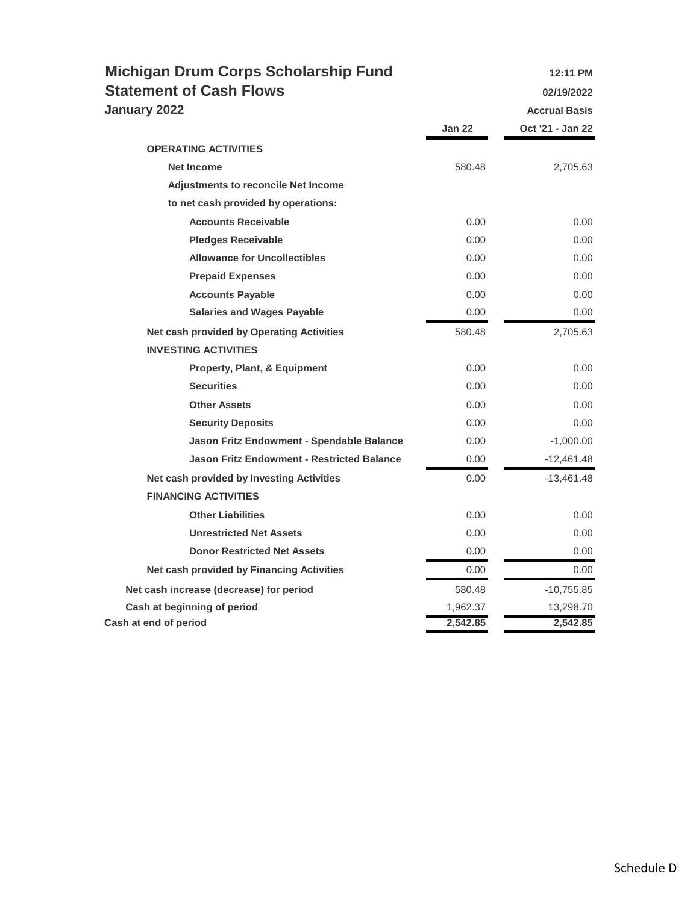# Michigan Drum Corps Scholarship Fund

## Statement of Cash Flows

### January 2022

12:11 PM
02/19/2022
Accrual Basis

| | Jan 22 | Oct '21 - Jan 22 |
|---|---|---|
| **OPERATING ACTIVITIES** | | |
| **Net Income** | 580.48 | 2,705.63 |
| **Adjustments to reconcile Net Income** | | |
| **to net cash provided by operations:** | | |
| **Accounts Receivable** | 0.00 | 0.00 |
| **Pledges Receivable** | 0.00 | 0.00 |
| **Allowance for Uncollectibles** | 0.00 | 0.00 |
| **Prepaid Expenses** | 0.00 | 0.00 |
| **Accounts Payable** | 0.00 | 0.00 |
| **Salaries and Wages Payable** | 0.00 | 0.00 |
| **Net cash provided by Operating Activities** | 580.48 | 2,705.63 |
| **INVESTING ACTIVITIES** | | |
| **Property, Plant, & Equipment** | 0.00 | 0.00 |
| **Securities** | 0.00 | 0.00 |
| **Other Assets** | 0.00 | 0.00 |
| **Security Deposits** | 0.00 | 0.00 |
| **Jason Fritz Endowment - Spendable Balance** | 0.00 | -1,000.00 |
| **Jason Fritz Endowment - Restricted Balance** | 0.00 | -12,461.48 |
| **Net cash provided by Investing Activities** | 0.00 | -13,461.48 |
| **FINANCING ACTIVITIES** | | |
| **Other Liabilities** | 0.00 | 0.00 |
| **Unrestricted Net Assets** | 0.00 | 0.00 |
| **Donor Restricted Net Assets** | 0.00 | 0.00 |
| **Net cash provided by Financing Activities** | 0.00 | 0.00 |
| **Net cash increase (decrease) for period** | 580.48 | -10,755.85 |
| **Cash at beginning of period** | 1,962.37 | 13,298.70 |
| **Cash at end of period** | **2,542.85** | **2,542.85** |

Schedule D